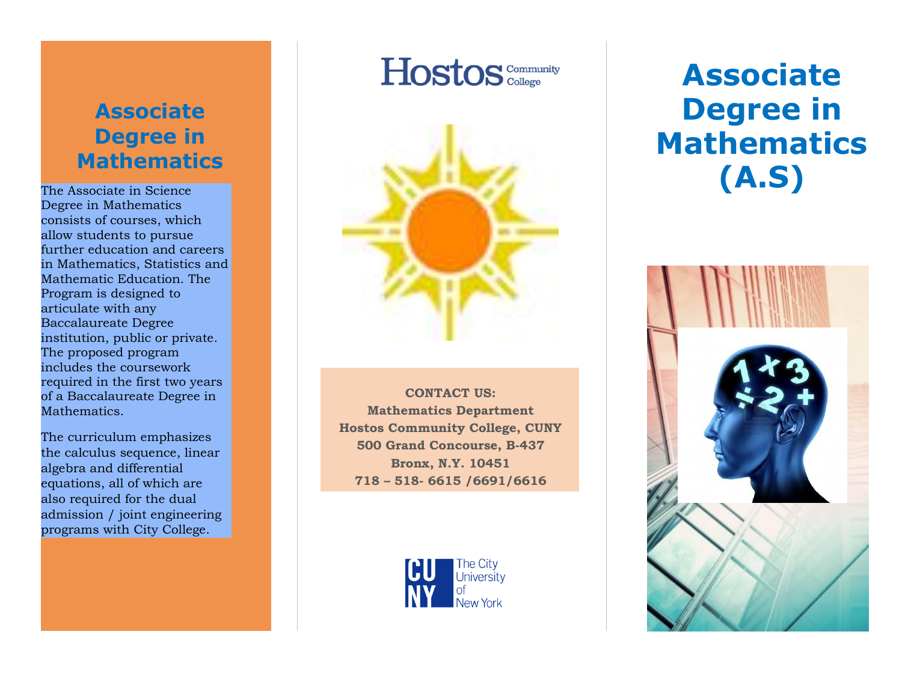## Associate Degree in Mathematics

The Associate in Science Degree in Mathematics consists of courses, which allow students to pursue further education and careers in Mathematics, Statistics and Mathematic Education. The Program is designed to articulate with any Baccalaureate Degree institution, public or private. The proposed program includes the coursework required in the first two years of a Baccalaureate Degree in Mathematics.

The curriculum emphasizes the calculus sequence, linear algebra and differential equations, all of which are also required for the dual admission / joint engineering programs with City College.

Hostos Community College

**CONTACT US:**
**Mathematics Department**
**Hostos Community College, CUNY**
**500 Grand Concourse, B-437**
**Bronx, N.Y. 10451**
**718 – 518- 6615 /6691/6616**

CUNY The City University of New York

# Associate Degree in Mathematics (A.S)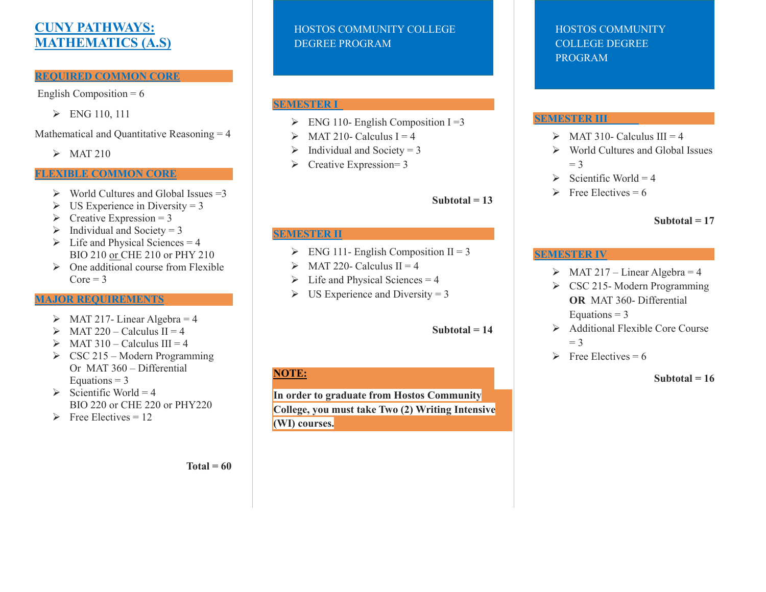## CUNY PATHWAYS: MATHEMATICS (A.S)

### REQUIRED COMMON CORE

English Composition = 6

- ENG 110, 111

Mathematical and Quantitative Reasoning = 4

- MAT 210

### FLEXIBLE COMMON CORE

- World Cultures and Global Issues =3
- US Experience in Diversity = 3
- Creative Expression = 3
- Individual and Society = 3
- Life and Physical Sciences = 4
  BIO 210 or CHE 210 or PHY 210
- One additional course from Flexible Core = 3

### MAJOR REQUIREMENTS

- MAT 217- Linear Algebra = 4
- MAT 220 – Calculus II = 4
- MAT 310 – Calculus III = 4
- CSC 215 – Modern Programming Or MAT 360 – Differential Equations = 3
- Scientific World = 4
  BIO 220 or CHE 220 or PHY220
- Free Electives = 12

**Total = 60**

## HOSTOS COMMUNITY COLLEGE DEGREE PROGRAM

### SEMESTER I

- ENG 110- English Composition I =3
- MAT 210- Calculus I = 4
- Individual and Society = 3
- Creative Expression= 3

**Subtotal = 13**

### SEMESTER II

- ENG 111- English Composition II = 3
- MAT 220- Calculus II = 4
- Life and Physical Sciences = 4
- US Experience and Diversity = 3

**Subtotal = 14**

**NOTE:**

**In order to graduate from Hostos Community College, you must take Two (2) Writing Intensive (WI) courses.**

## HOSTOS COMMUNITY COLLEGE DEGREE PROGRAM

### SEMESTER III

- MAT 310- Calculus III = 4
- World Cultures and Global Issues = 3
- Scientific World = 4
- Free Electives = 6

**Subtotal = 17**

### SEMESTER IV

- MAT 217 – Linear Algebra = 4
- CSC 215- Modern Programming **OR** MAT 360- Differential Equations = 3
- Additional Flexible Core Course = 3
- Free Electives = 6

**Subtotal = 16**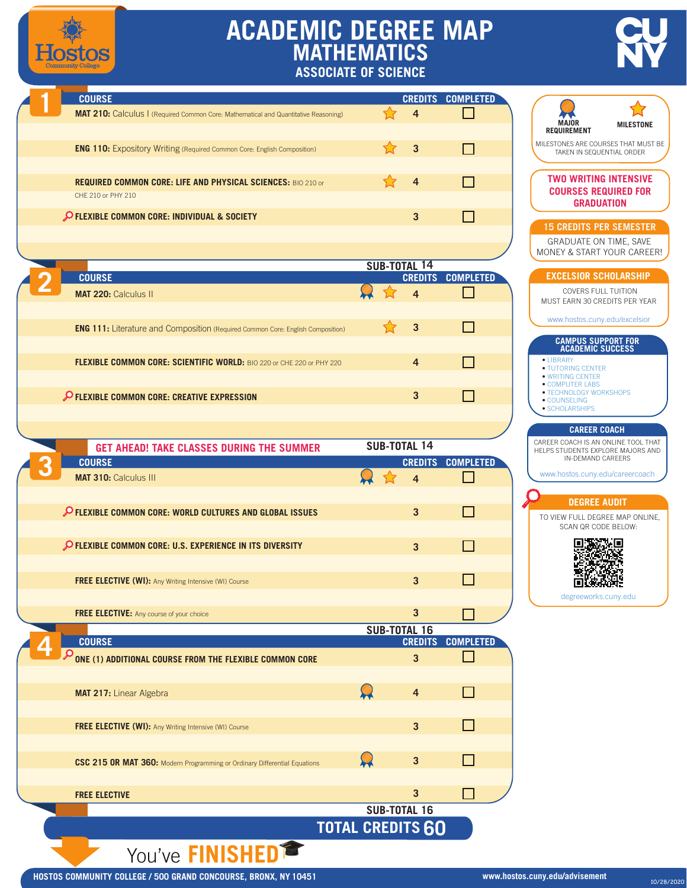# ACADEMIC DEGREE MAP
## MATHEMATICS
### ASSOCIATE OF SCIENCE

Hostos Community College — CUNY

## 1

| COURSE | | CREDITS | COMPLETED |
|---|---|---|---|
| **MAT 210:** Calculus I (Required Common Core: Mathematical and Quantitative Reasoning) | Milestone | 4 | ☐ |
| **ENG 110:** Expository Writing (Required Common Core: English Composition) | Milestone | 3 | ☐ |
| **REQUIRED COMMON CORE: LIFE AND PHYSICAL SCIENCES:** BIO 210 or CHE 210 or PHY 210 | Milestone | 4 | ☐ |
| **FLEXIBLE COMMON CORE: INDIVIDUAL & SOCIETY** | | 3 | ☐ |
| | **SUB-TOTAL** | **14** | |

## 2

| COURSE | | CREDITS | COMPLETED |
|---|---|---|---|
| **MAT 220:** Calculus II | Major Requirement, Milestone | 4 | ☐ |
| **ENG 111:** Literature and Composition (Required Common Core: English Composition) | Milestone | 3 | ☐ |
| **FLEXIBLE COMMON CORE: SCIENTIFIC WORLD:** BIO 220 or CHE 220 or PHY 220 | | 4 | ☐ |
| **FLEXIBLE COMMON CORE: CREATIVE EXPRESSION** | | 3 | ☐ |
| | **SUB-TOTAL** | **14** | |

**GET AHEAD! TAKE CLASSES DURING THE SUMMER**

## 3

| COURSE | | CREDITS | COMPLETED |
|---|---|---|---|
| **MAT 310:** Calculus III | Major Requirement, Milestone | 4 | ☐ |
| **FLEXIBLE COMMON CORE: WORLD CULTURES AND GLOBAL ISSUES** | | 3 | ☐ |
| **FLEXIBLE COMMON CORE: U.S. EXPERIENCE IN ITS DIVERSITY** | | 3 | ☐ |
| **FREE ELECTIVE (WI):** Any Writing Intensive (WI) Course | | 3 | ☐ |
| **FREE ELECTIVE:** Any course of your choice | | 3 | ☐ |
| | **SUB-TOTAL** | **16** | |

## 4

| COURSE | | CREDITS | COMPLETED |
|---|---|---|---|
| **ONE (1) ADDITIONAL COURSE FROM THE FLEXIBLE COMMON CORE** | | 3 | ☐ |
| **MAT 217:** Linear Algebra | Major Requirement | 4 | ☐ |
| **FREE ELECTIVE (WI):** Any Writing Intensive (WI) Course | | 3 | ☐ |
| **CSC 215 OR MAT 360:** Modern Programming or Ordinary Differential Equations | Major Requirement | 3 | ☐ |
| **FREE ELECTIVE** | | 3 | ☐ |
| | **SUB-TOTAL** | **16** | |

**TOTAL CREDITS 60**

You've **FINISHED**

---

**MAJOR REQUIREMENT** — **MILESTONE**

MILESTONES ARE COURSES THAT MUST BE TAKEN IN SEQUENTIAL ORDER

**TWO WRITING INTENSIVE COURSES REQUIRED FOR GRADUATION**

**15 CREDITS PER SEMESTER**

GRADUATE ON TIME, SAVE MONEY & START YOUR CAREER!

**EXCELSIOR SCHOLARSHIP**

COVERS FULL TUITION
MUST EARN 30 CREDITS PER YEAR

www.hostos.cuny.edu/excelsior

**CAMPUS SUPPORT FOR ACADEMIC SUCCESS**

- LIBRARY
- TUTORING CENTER
- WRITING CENTER
- COMPUTER LABS
- TECHNOLOGY WORKSHOPS
- COUNSELING
- SCHOLARSHIPS

**CAREER COACH**

CAREER COACH IS AN ONLINE TOOL THAT HELPS STUDENTS EXPLORE MAJORS AND IN-DEMAND CAREERS

www.hostos.cuny.edu/careercoach

**DEGREE AUDIT**

TO VIEW FULL DEGREE MAP ONLINE, SCAN QR CODE BELOW:

degreeworks.cuny.edu

HOSTOS COMMUNITY COLLEGE / 500 GRAND CONCOURSE, BRONX, NY 10451

www.hostos.cuny.edu/advisement

10/28/2020